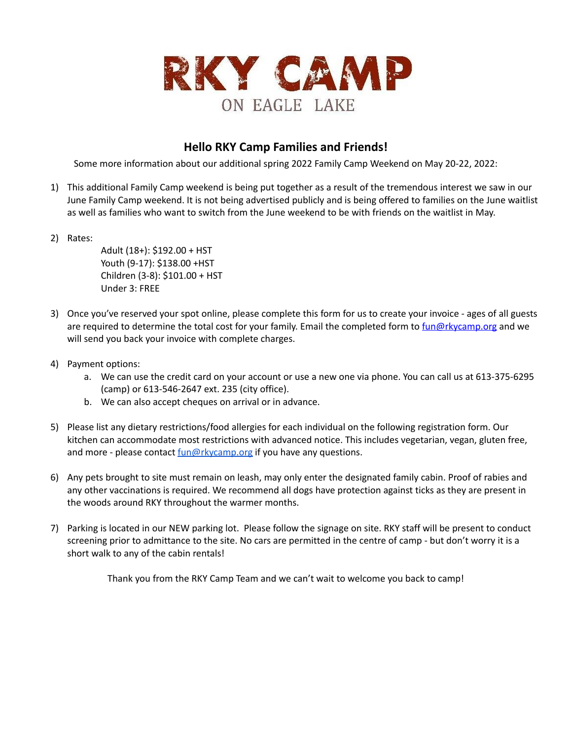# RKY CAMP

ON EAGLE LAKE

## Hello RKY Camp Families and Friends!

Some more information about our additional spring 2022 Family Camp Weekend on May 20-22, 2022:

1) This additional Family Camp weekend is being put together as a result of the tremendous interest we saw in our June Family Camp weekend. It is not being advertised publicly and is being offered to families on the June waitlist as well as families who want to switch from the June weekend to be with friends on the waitlist in May.

2) Rates:

   Adult (18+): $192.00 + HST
   Youth (9-17): $138.00 +HST
   Children (3-8): $101.00 + HST
   Under 3: FREE

3) Once you've reserved your spot online, please complete this form for us to create your invoice - ages of all guests are required to determine the total cost for your family. Email the completed form to fun@rkycamp.org and we will send you back your invoice with complete charges.

4) Payment options:
   a. We can use the credit card on your account or use a new one via phone. You can call us at 613-375-6295 (camp) or 613-546-2647 ext. 235 (city office).
   b. We can also accept cheques on arrival or in advance.

5) Please list any dietary restrictions/food allergies for each individual on the following registration form. Our kitchen can accommodate most restrictions with advanced notice. This includes vegetarian, vegan, gluten free, and more - please contact fun@rkycamp.org if you have any questions.

6) Any pets brought to site must remain on leash, may only enter the designated family cabin. Proof of rabies and any other vaccinations is required. We recommend all dogs have protection against ticks as they are present in the woods around RKY throughout the warmer months.

7) Parking is located in our NEW parking lot. Please follow the signage on site. RKY staff will be present to conduct screening prior to admittance to the site. No cars are permitted in the centre of camp - but don't worry it is a short walk to any of the cabin rentals!

Thank you from the RKY Camp Team and we can't wait to welcome you back to camp!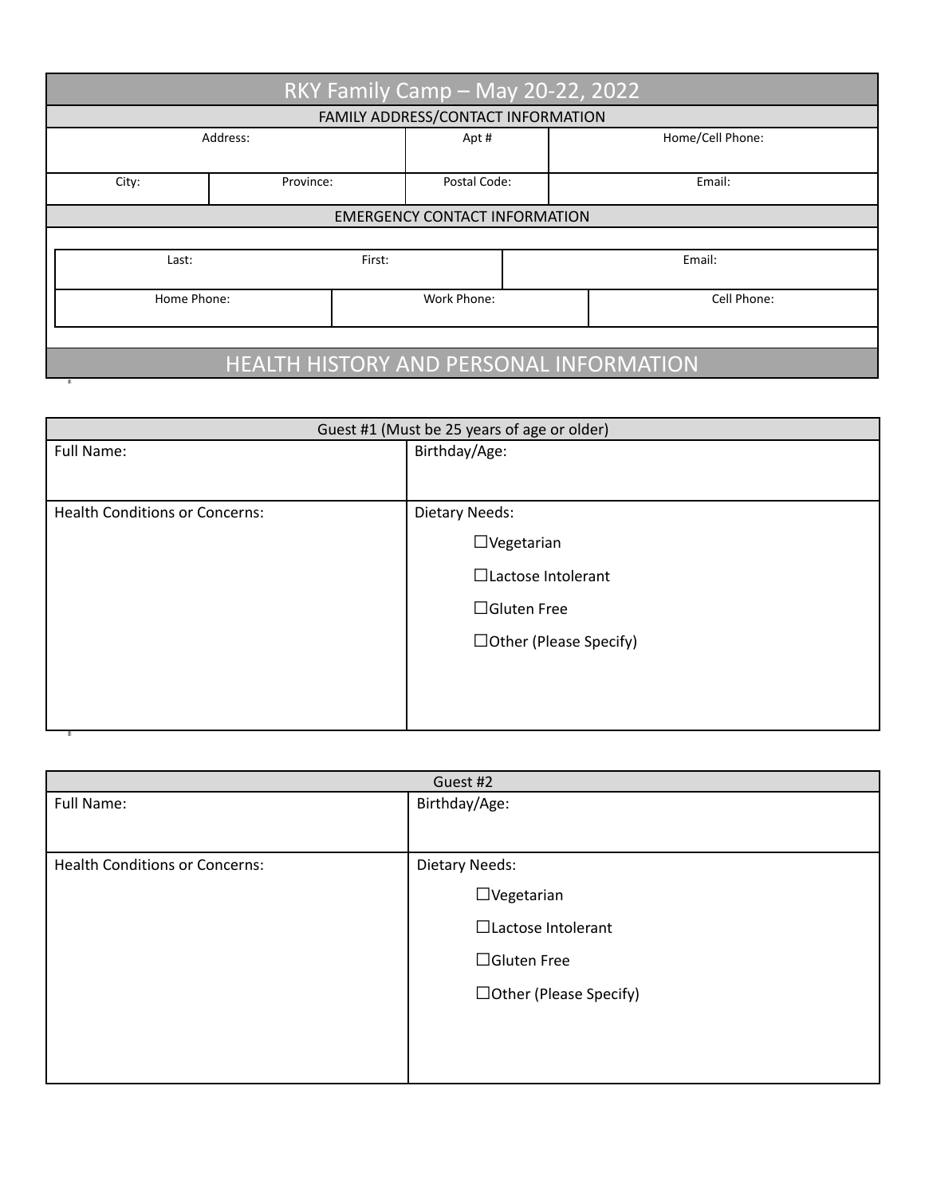# RKY Family Camp – May 20-22, 2022

## FAMILY ADDRESS/CONTACT INFORMATION

| Address: | | Apt # | Home/Cell Phone: |
|---|---|---|---|
| City: | Province: | Postal Code: | Email: |

## EMERGENCY CONTACT INFORMATION

| Last: | First: | | Email: |
|---|---|---|---|
| Home Phone: | Work Phone: | | Cell Phone: |

## HEALTH HISTORY AND PERSONAL INFORMATION

| Guest #1 (Must be 25 years of age or older) | |
|---|---|
| Full Name: | Birthday/Age: |
| Health Conditions or Concerns: | Dietary Needs:<br>☐Vegetarian<br>☐Lactose Intolerant<br>☐Gluten Free<br>☐Other (Please Specify) |

| Guest #2 | |
|---|---|
| Full Name: | Birthday/Age: |
| Health Conditions or Concerns: | Dietary Needs:<br>☐Vegetarian<br>☐Lactose Intolerant<br>☐Gluten Free<br>☐Other (Please Specify) |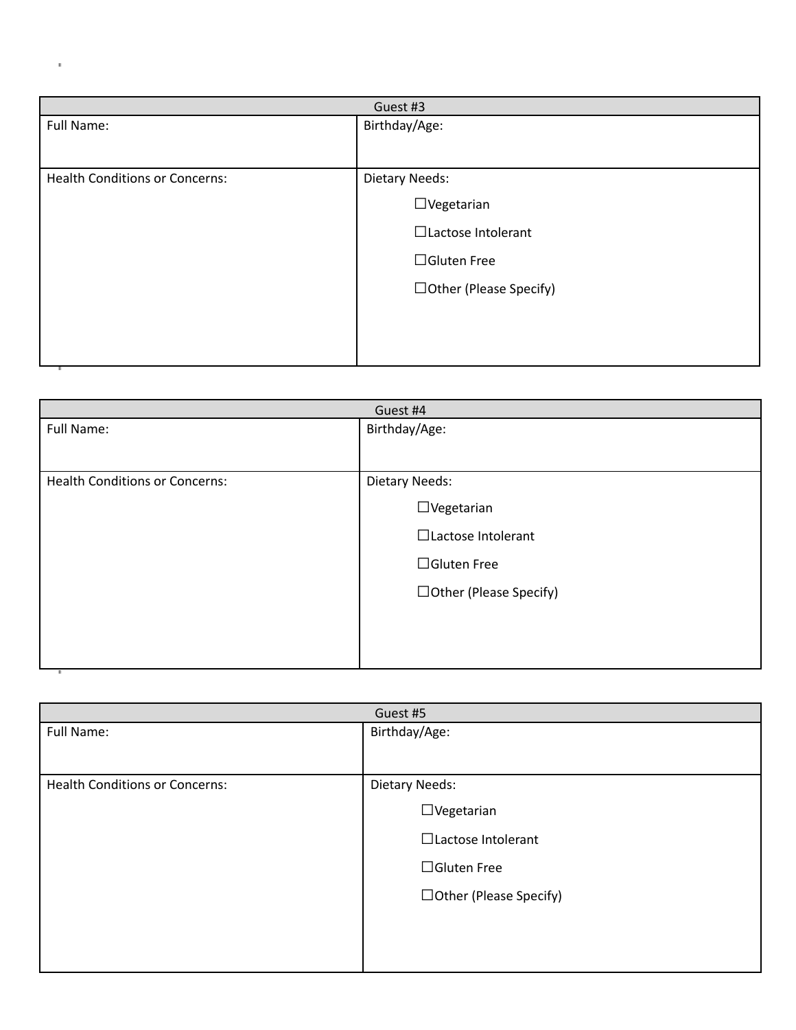| Guest #3 | |
|---|---|
| Full Name: | Birthday/Age: |
| Health Conditions or Concerns: | Dietary Needs:<br>☐Vegetarian<br>☐Lactose Intolerant<br>☐Gluten Free<br>☐Other (Please Specify) |

| Guest #4 | |
|---|---|
| Full Name: | Birthday/Age: |
| Health Conditions or Concerns: | Dietary Needs:<br>☐Vegetarian<br>☐Lactose Intolerant<br>☐Gluten Free<br>☐Other (Please Specify) |

| Guest #5 | |
|---|---|
| Full Name: | Birthday/Age: |
| Health Conditions or Concerns: | Dietary Needs:<br>☐Vegetarian<br>☐Lactose Intolerant<br>☐Gluten Free<br>☐Other (Please Specify) |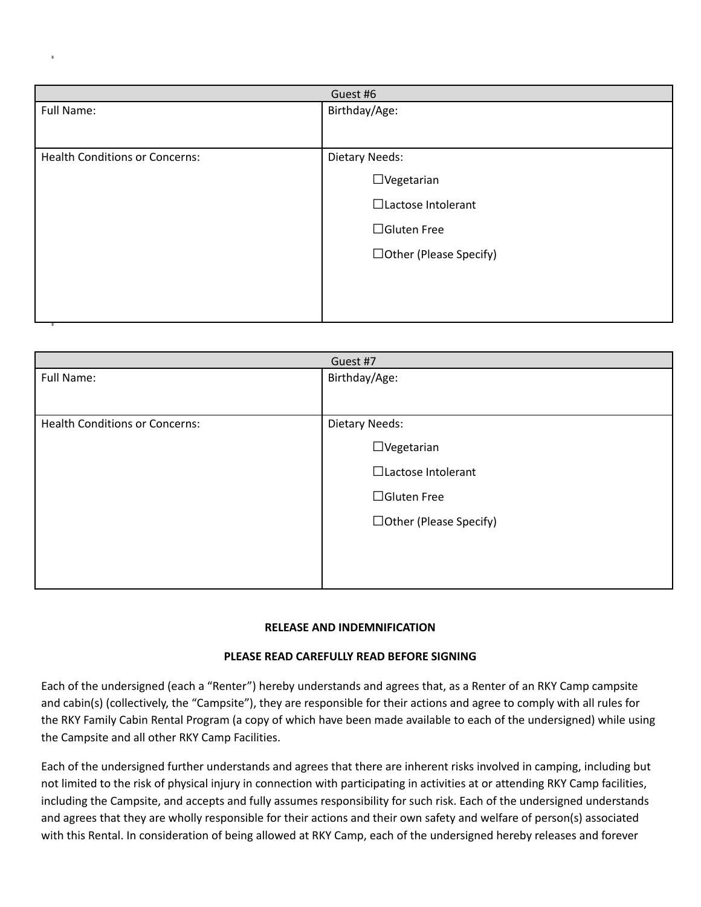| Guest #6 | |
|---|---|
| Full Name: | Birthday/Age: |
| Health Conditions or Concerns: | Dietary Needs:<br>☐Vegetarian<br>☐Lactose Intolerant<br>☐Gluten Free<br>☐Other (Please Specify) |

| Guest #7 | |
|---|---|
| Full Name: | Birthday/Age: |
| Health Conditions or Concerns: | Dietary Needs:<br>☐Vegetarian<br>☐Lactose Intolerant<br>☐Gluten Free<br>☐Other (Please Specify) |

**RELEASE AND INDEMNIFICATION**

**PLEASE READ CAREFULLY READ BEFORE SIGNING**

Each of the undersigned (each a "Renter") hereby understands and agrees that, as a Renter of an RKY Camp campsite and cabin(s) (collectively, the "Campsite"), they are responsible for their actions and agree to comply with all rules for the RKY Family Cabin Rental Program (a copy of which have been made available to each of the undersigned) while using the Campsite and all other RKY Camp Facilities.

Each of the undersigned further understands and agrees that there are inherent risks involved in camping, including but not limited to the risk of physical injury in connection with participating in activities at or attending RKY Camp facilities, including the Campsite, and accepts and fully assumes responsibility for such risk. Each of the undersigned understands and agrees that they are wholly responsible for their actions and their own safety and welfare of person(s) associated with this Rental. In consideration of being allowed at RKY Camp, each of the undersigned hereby releases and forever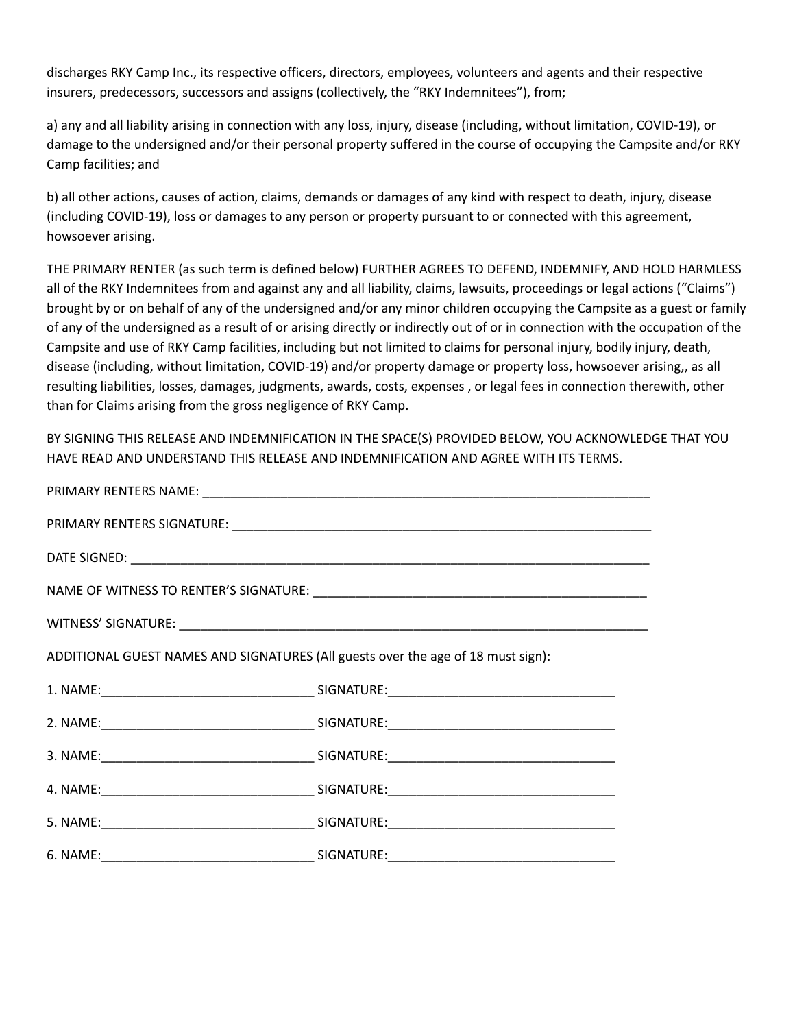discharges RKY Camp Inc., its respective officers, directors, employees, volunteers and agents and their respective insurers, predecessors, successors and assigns (collectively, the "RKY Indemnitees"), from;

a) any and all liability arising in connection with any loss, injury, disease (including, without limitation, COVID-19), or damage to the undersigned and/or their personal property suffered in the course of occupying the Campsite and/or RKY Camp facilities; and

b) all other actions, causes of action, claims, demands or damages of any kind with respect to death, injury, disease (including COVID-19), loss or damages to any person or property pursuant to or connected with this agreement, howsoever arising.

THE PRIMARY RENTER (as such term is defined below) FURTHER AGREES TO DEFEND, INDEMNIFY, AND HOLD HARMLESS all of the RKY Indemnitees from and against any and all liability, claims, lawsuits, proceedings or legal actions ("Claims") brought by or on behalf of any of the undersigned and/or any minor children occupying the Campsite as a guest or family of any of the undersigned as a result of or arising directly or indirectly out of or in connection with the occupation of the Campsite and use of RKY Camp facilities, including but not limited to claims for personal injury, bodily injury, death, disease (including, without limitation, COVID-19) and/or property damage or property loss, howsoever arising,, as all resulting liabilities, losses, damages, judgments, awards, costs, expenses , or legal fees in connection therewith, other than for Claims arising from the gross negligence of RKY Camp.

BY SIGNING THIS RELEASE AND INDEMNIFICATION IN THE SPACE(S) PROVIDED BELOW, YOU ACKNOWLEDGE THAT YOU HAVE READ AND UNDERSTAND THIS RELEASE AND INDEMNIFICATION AND AGREE WITH ITS TERMS.

PRIMARY RENTERS NAME: ____________________________________________________________

PRIMARY RENTERS SIGNATURE: ________________________________________________________

DATE SIGNED: ______________________________________________________________________

NAME OF WITNESS TO RENTER'S SIGNATURE: ____________________________________________

WITNESS' SIGNATURE: _______________________________________________________________

ADDITIONAL GUEST NAMES AND SIGNATURES (All guests over the age of 18 must sign):

1. NAME:______________________________ SIGNATURE:________________________________

2. NAME:______________________________ SIGNATURE:________________________________

3. NAME:______________________________ SIGNATURE:________________________________

4. NAME:______________________________ SIGNATURE:________________________________

5. NAME:______________________________ SIGNATURE:________________________________

6. NAME:______________________________ SIGNATURE:________________________________